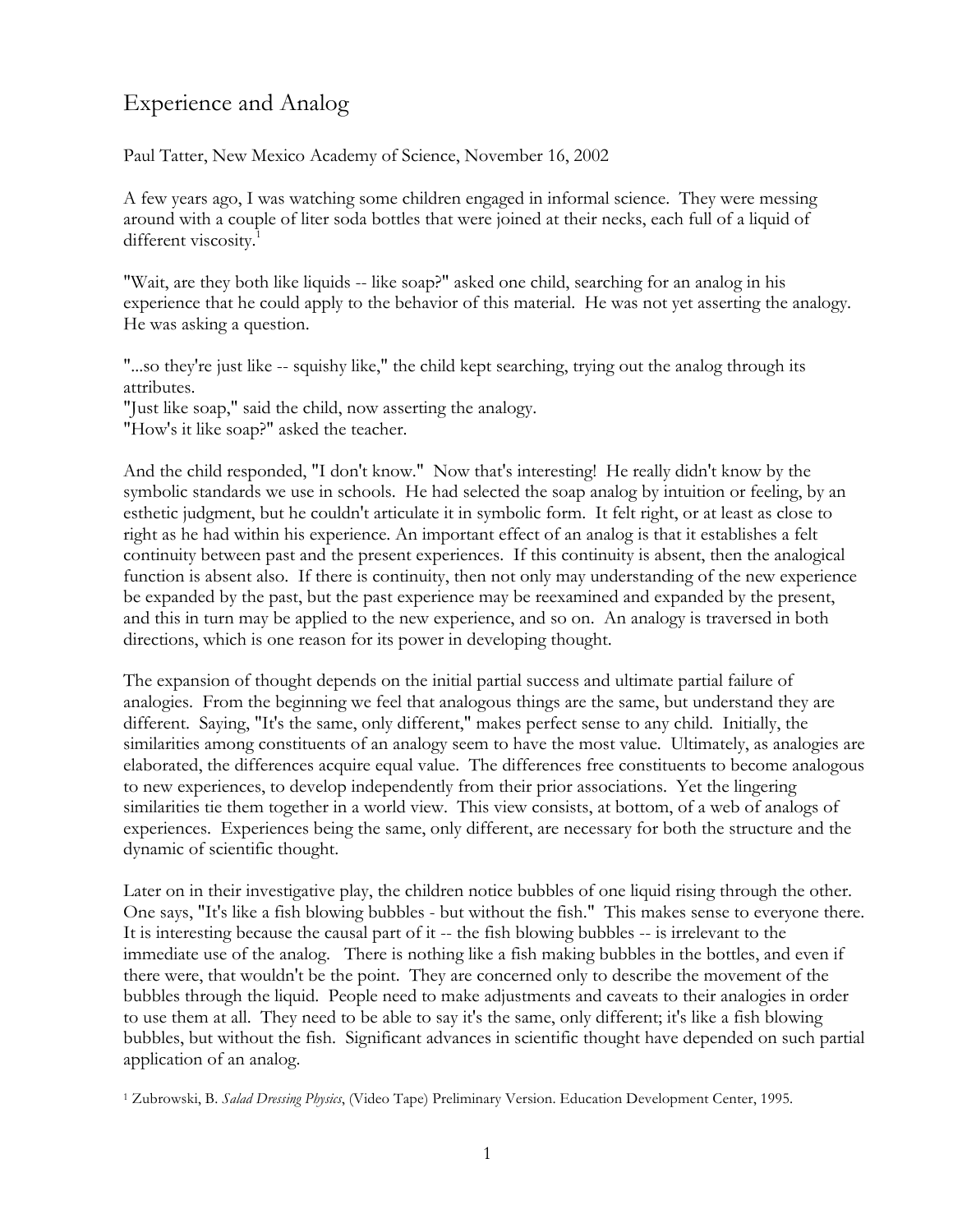# Experience and Analog

Paul Tatter, New Mexico Academy of Science, November 16, 2002

A few years ago, I was watching some children engaged in informal science. They were messing around with a couple of liter soda bottles that were joined at their necks, each full of a liquid of different viscosity.[1]

"Wait, are they both like liquids -- like soap?" asked one child, searching for an analog in his experience that he could apply to the behavior of this material. He was not yet asserting the analogy. He was asking a question.

"...so they're just like -- squishy like," the child kept searching, trying out the analog through its attributes.
"Just like soap," said the child, now asserting the analogy.
"How's it like soap?" asked the teacher.

And the child responded, "I don't know." Now that's interesting! He really didn't know by the symbolic standards we use in schools. He had selected the soap analog by intuition or feeling, by an esthetic judgment, but he couldn't articulate it in symbolic form. It felt right, or at least as close to right as he had within his experience. An important effect of an analog is that it establishes a felt continuity between past and the present experiences. If this continuity is absent, then the analogical function is absent also. If there is continuity, then not only may understanding of the new experience be expanded by the past, but the past experience may be reexamined and expanded by the present, and this in turn may be applied to the new experience, and so on. An analogy is traversed in both directions, which is one reason for its power in developing thought.

The expansion of thought depends on the initial partial success and ultimate partial failure of analogies. From the beginning we feel that analogous things are the same, but understand they are different. Saying, "It's the same, only different," makes perfect sense to any child. Initially, the similarities among constituents of an analogy seem to have the most value. Ultimately, as analogies are elaborated, the differences acquire equal value. The differences free constituents to become analogous to new experiences, to develop independently from their prior associations. Yet the lingering similarities tie them together in a world view. This view consists, at bottom, of a web of analogs of experiences. Experiences being the same, only different, are necessary for both the structure and the dynamic of scientific thought.

Later on in their investigative play, the children notice bubbles of one liquid rising through the other. One says, "It's like a fish blowing bubbles - but without the fish." This makes sense to everyone there. It is interesting because the causal part of it -- the fish blowing bubbles -- is irrelevant to the immediate use of the analog. There is nothing like a fish making bubbles in the bottles, and even if there were, that wouldn't be the point. They are concerned only to describe the movement of the bubbles through the liquid. People need to make adjustments and caveats to their analogies in order to use them at all. They need to be able to say it's the same, only different; it's like a fish blowing bubbles, but without the fish. Significant advances in scientific thought have depended on such partial application of an analog.

[1] Zubrowski, B. *Salad Dressing Physics*, (Video Tape) Preliminary Version. Education Development Center, 1995.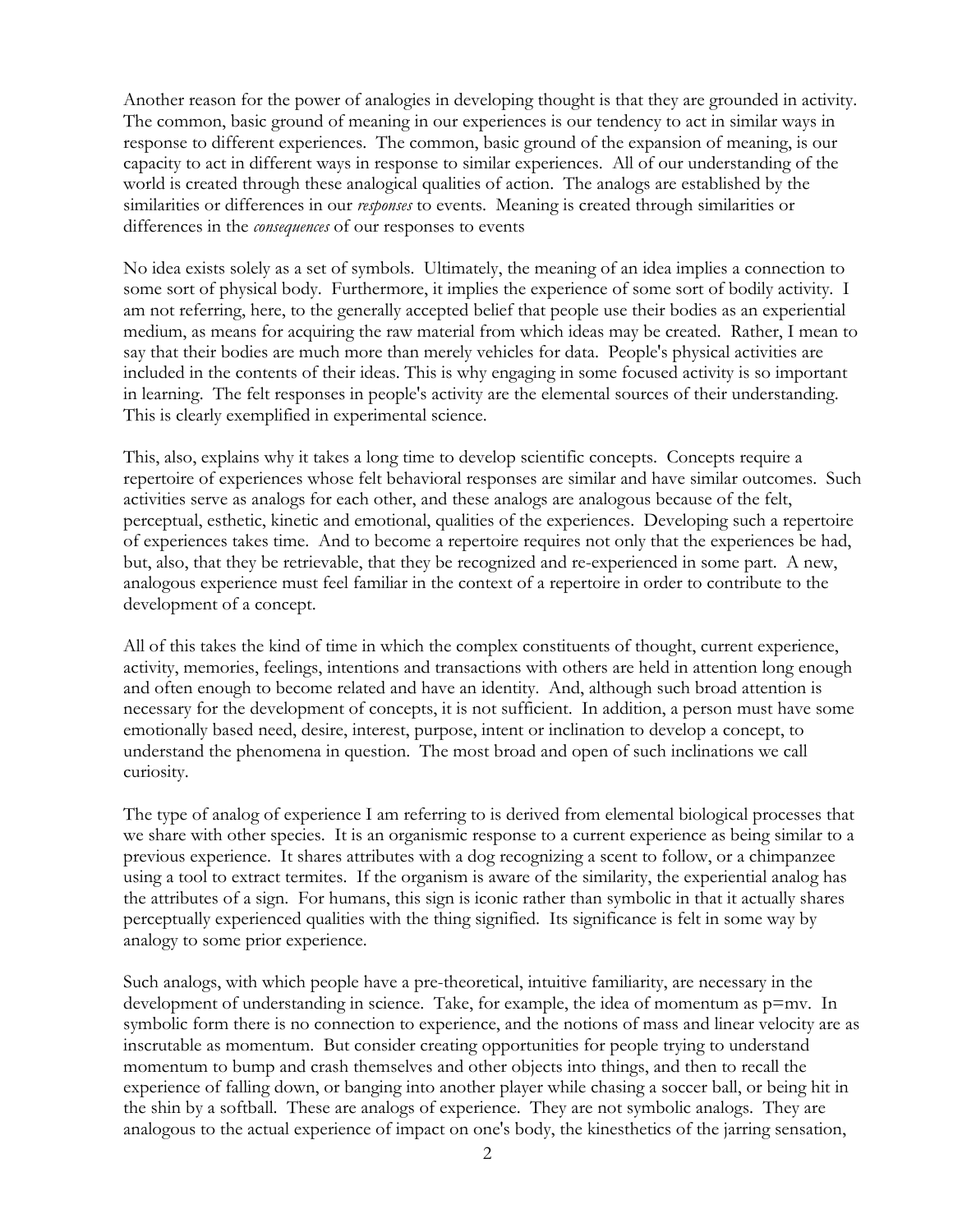Another reason for the power of analogies in developing thought is that they are grounded in activity. The common, basic ground of meaning in our experiences is our tendency to act in similar ways in response to different experiences. The common, basic ground of the expansion of meaning, is our capacity to act in different ways in response to similar experiences. All of our understanding of the world is created through these analogical qualities of action. The analogs are established by the similarities or differences in our *responses* to events. Meaning is created through similarities or differences in the *consequences* of our responses to events

No idea exists solely as a set of symbols. Ultimately, the meaning of an idea implies a connection to some sort of physical body. Furthermore, it implies the experience of some sort of bodily activity. I am not referring, here, to the generally accepted belief that people use their bodies as an experiential medium, as means for acquiring the raw material from which ideas may be created. Rather, I mean to say that their bodies are much more than merely vehicles for data. People's physical activities are included in the contents of their ideas. This is why engaging in some focused activity is so important in learning. The felt responses in people's activity are the elemental sources of their understanding. This is clearly exemplified in experimental science.

This, also, explains why it takes a long time to develop scientific concepts. Concepts require a repertoire of experiences whose felt behavioral responses are similar and have similar outcomes. Such activities serve as analogs for each other, and these analogs are analogous because of the felt, perceptual, esthetic, kinetic and emotional, qualities of the experiences. Developing such a repertoire of experiences takes time. And to become a repertoire requires not only that the experiences be had, but, also, that they be retrievable, that they be recognized and re-experienced in some part. A new, analogous experience must feel familiar in the context of a repertoire in order to contribute to the development of a concept.

All of this takes the kind of time in which the complex constituents of thought, current experience, activity, memories, feelings, intentions and transactions with others are held in attention long enough and often enough to become related and have an identity. And, although such broad attention is necessary for the development of concepts, it is not sufficient. In addition, a person must have some emotionally based need, desire, interest, purpose, intent or inclination to develop a concept, to understand the phenomena in question. The most broad and open of such inclinations we call curiosity.

The type of analog of experience I am referring to is derived from elemental biological processes that we share with other species. It is an organismic response to a current experience as being similar to a previous experience. It shares attributes with a dog recognizing a scent to follow, or a chimpanzee using a tool to extract termites. If the organism is aware of the similarity, the experiential analog has the attributes of a sign. For humans, this sign is iconic rather than symbolic in that it actually shares perceptually experienced qualities with the thing signified. Its significance is felt in some way by analogy to some prior experience.

Such analogs, with which people have a pre-theoretical, intuitive familiarity, are necessary in the development of understanding in science. Take, for example, the idea of momentum as $p=mv$. In symbolic form there is no connection to experience, and the notions of mass and linear velocity are as inscrutable as momentum. But consider creating opportunities for people trying to understand momentum to bump and crash themselves and other objects into things, and then to recall the experience of falling down, or banging into another player while chasing a soccer ball, or being hit in the shin by a softball. These are analogs of experience. They are not symbolic analogs. They are analogous to the actual experience of impact on one's body, the kinesthetics of the jarring sensation,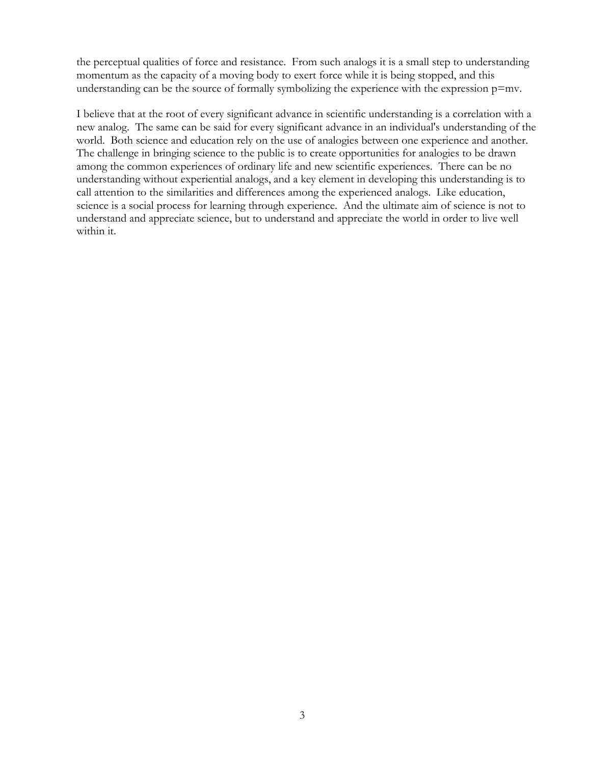the perceptual qualities of force and resistance. From such analogs it is a small step to understanding momentum as the capacity of a moving body to exert force while it is being stopped, and this understanding can be the source of formally symbolizing the experience with the expression $p=mv$.

I believe that at the root of every significant advance in scientific understanding is a correlation with a new analog. The same can be said for every significant advance in an individual's understanding of the world. Both science and education rely on the use of analogies between one experience and another. The challenge in bringing science to the public is to create opportunities for analogies to be drawn among the common experiences of ordinary life and new scientific experiences. There can be no understanding without experiential analogs, and a key element in developing this understanding is to call attention to the similarities and differences among the experienced analogs. Like education, science is a social process for learning through experience. And the ultimate aim of science is not to understand and appreciate science, but to understand and appreciate the world in order to live well within it.